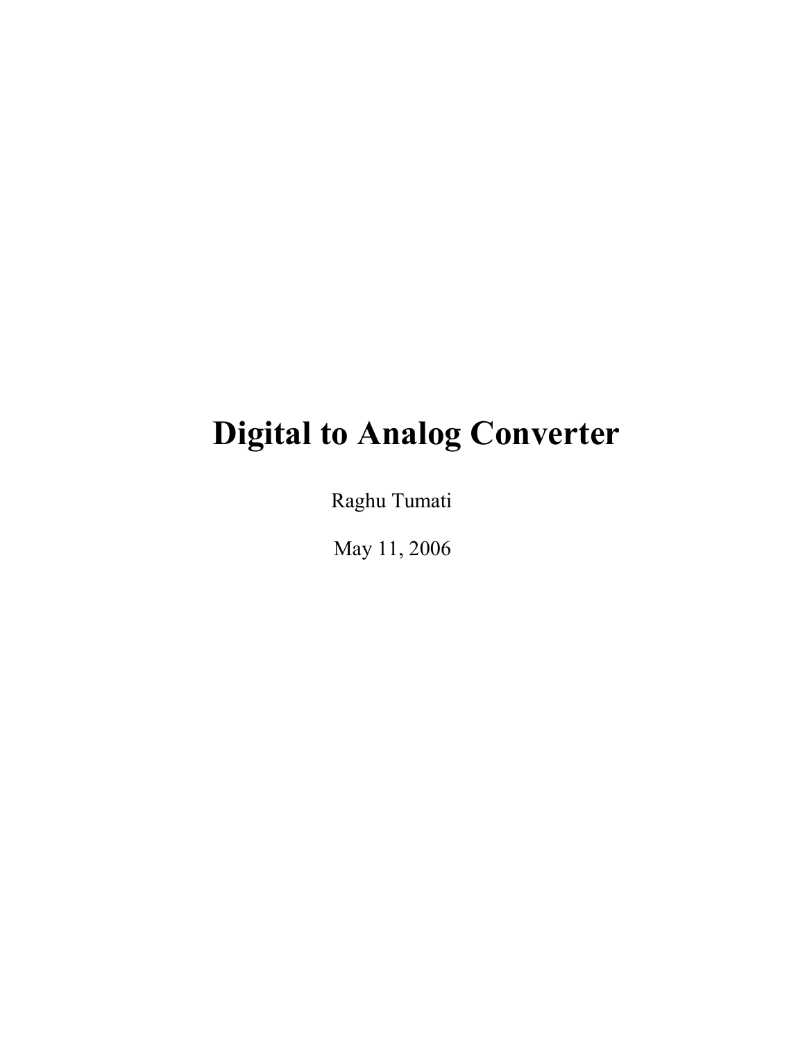# Digital to Analog Converter

Raghu Tumati

May 11, 2006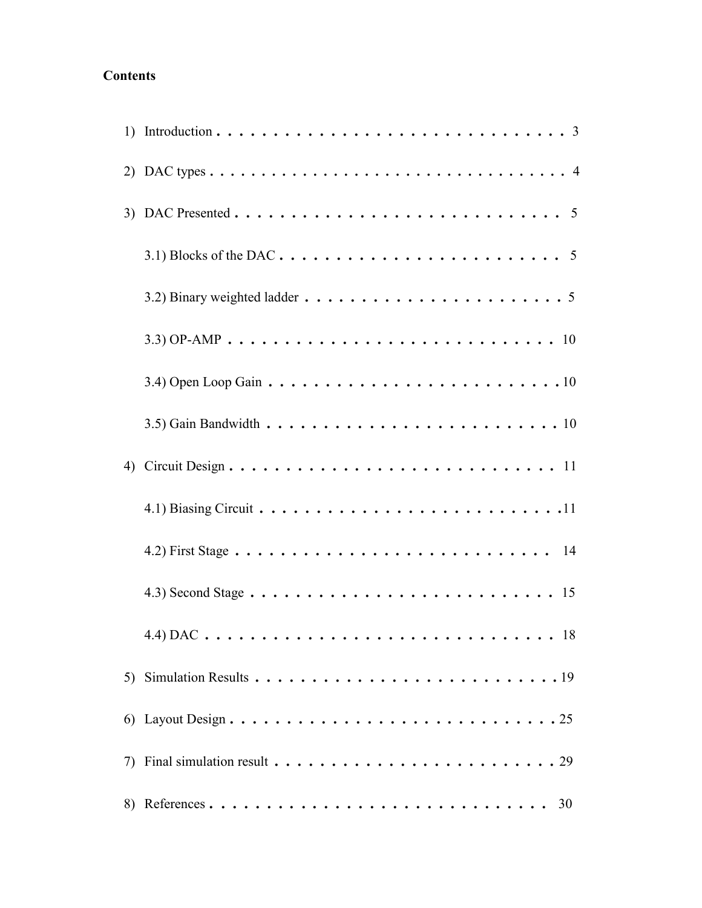**Contents**

1) Introduction . . . . . . . . . . . . . . . . . . . . . . . . . . . . . . . 3

2) DAC types . . . . . . . . . . . . . . . . . . . . . . . . . . . . . . . . . 4

3) DAC Presented . . . . . . . . . . . . . . . . . . . . . . . . . . . . . 5

    3.1) Blocks of the DAC . . . . . . . . . . . . . . . . . . . . . . . . 5

    3.2) Binary weighted ladder . . . . . . . . . . . . . . . . . . . . . . 5

    3.3) OP-AMP . . . . . . . . . . . . . . . . . . . . . . . . . . . . . 10

    3.4) Open Loop Gain . . . . . . . . . . . . . . . . . . . . . . . . .10

    3.5) Gain Bandwidth . . . . . . . . . . . . . . . . . . . . . . . . . 10

4) Circuit Design . . . . . . . . . . . . . . . . . . . . . . . . . . . . . 11

    4.1) Biasing Circuit . . . . . . . . . . . . . . . . . . . . . . . . . .11

    4.2) First Stage . . . . . . . . . . . . . . . . . . . . . . . . . . . 14

    4.3) Second Stage . . . . . . . . . . . . . . . . . . . . . . . . . . 15

    4.4) DAC . . . . . . . . . . . . . . . . . . . . . . . . . . . . . . 18

5) Simulation Results . . . . . . . . . . . . . . . . . . . . . . . . . . .19

6) Layout Design . . . . . . . . . . . . . . . . . . . . . . . . . . . . .25

7) Final simulation result . . . . . . . . . . . . . . . . . . . . . . . . 29

8) References . . . . . . . . . . . . . . . . . . . . . . . . . . . . . 30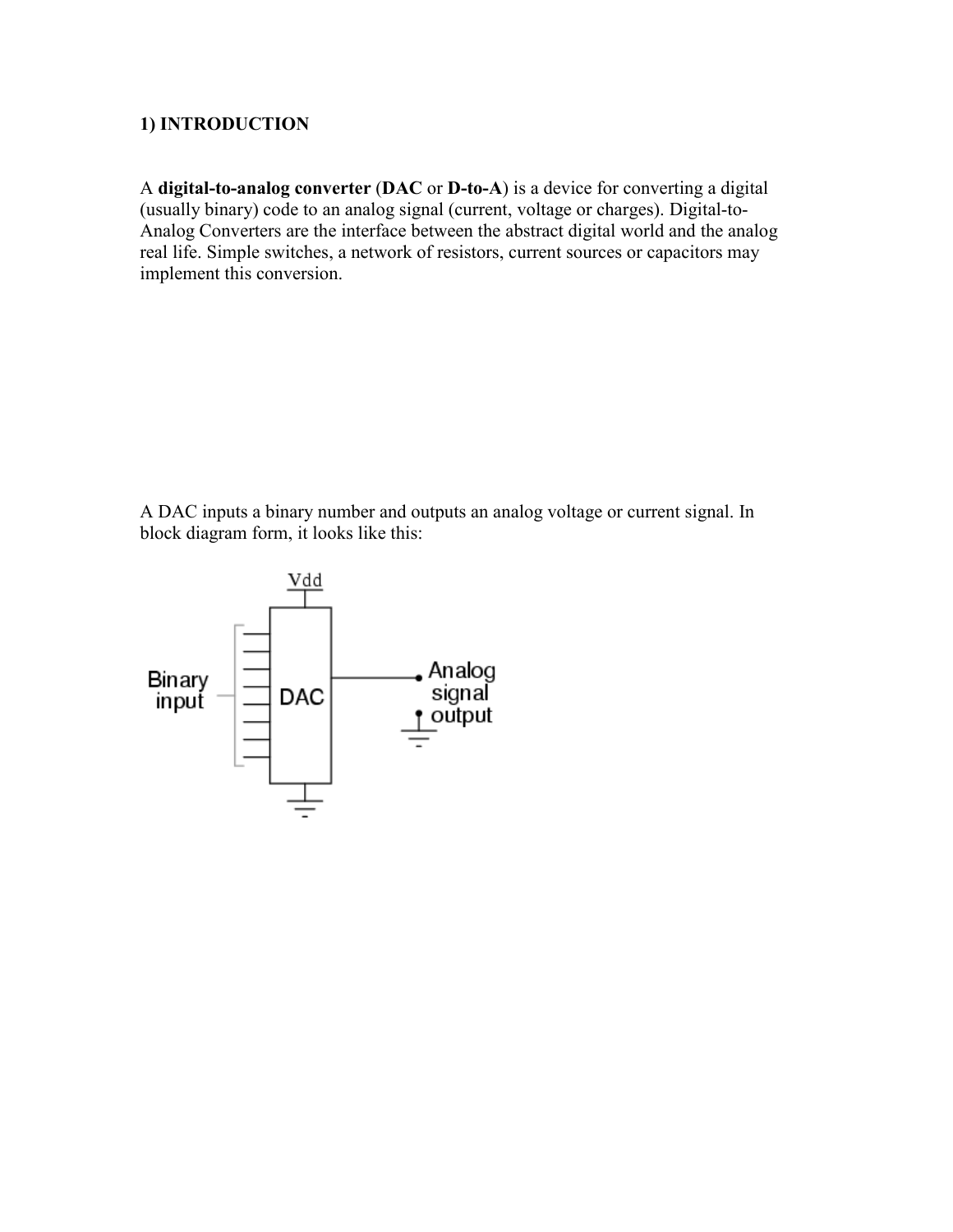## 1) INTRODUCTION

A **digital-to-analog converter** (**DAC** or **D-to-A**) is a device for converting a digital (usually binary) code to an analog signal (current, voltage or charges). Digital-to-Analog Converters are the interface between the abstract digital world and the analog real life. Simple switches, a network of resistors, current sources or capacitors may implement this conversion.

A DAC inputs a binary number and outputs an analog voltage or current signal. In block diagram form, it looks like this: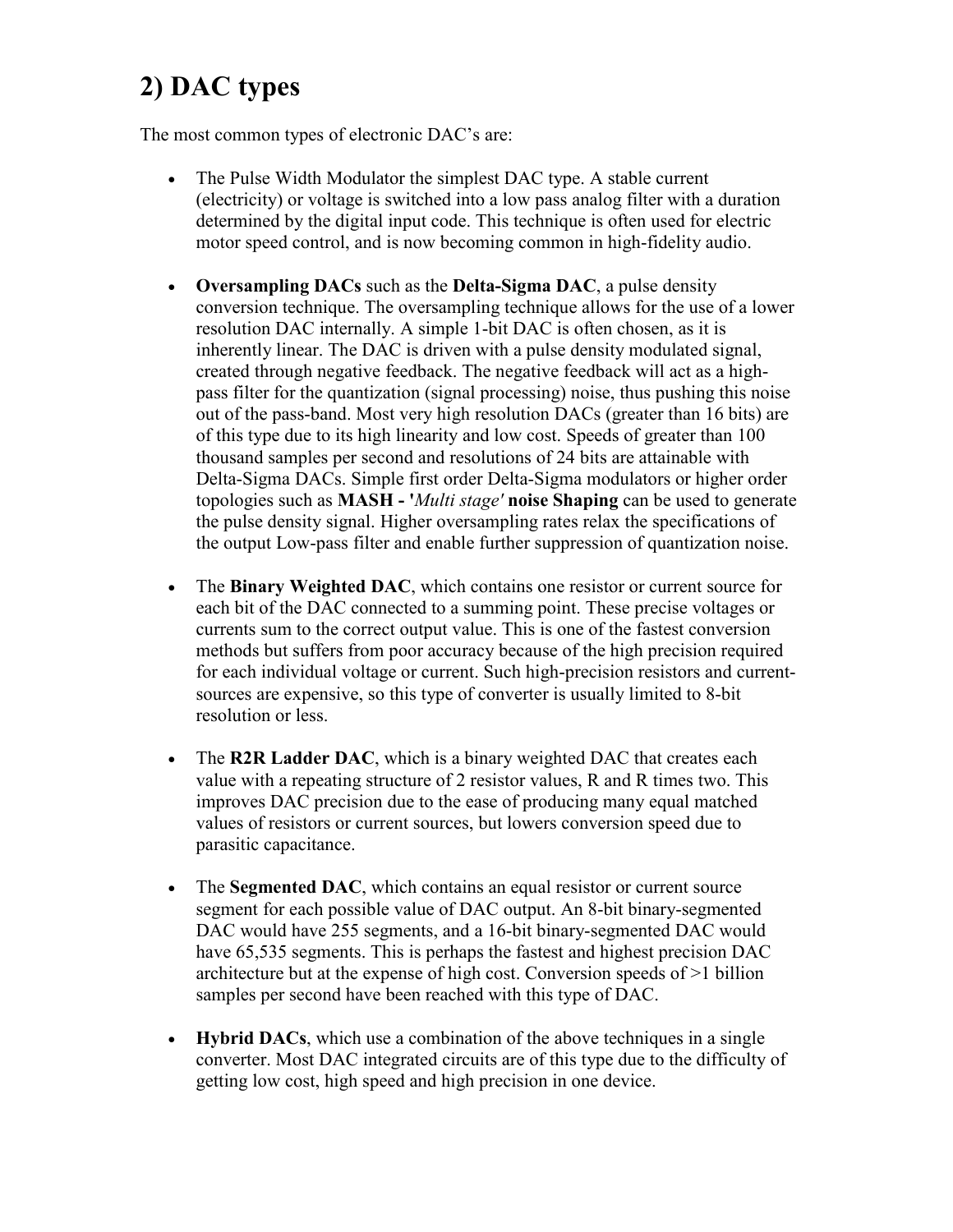## 2) DAC types

The most common types of electronic DAC's are:

- The Pulse Width Modulator the simplest DAC type. A stable current (electricity) or voltage is switched into a low pass analog filter with a duration determined by the digital input code. This technique is often used for electric motor speed control, and is now becoming common in high-fidelity audio.

- **Oversampling DACs** such as the **Delta-Sigma DAC**, a pulse density conversion technique. The oversampling technique allows for the use of a lower resolution DAC internally. A simple 1-bit DAC is often chosen, as it is inherently linear. The DAC is driven with a pulse density modulated signal, created through negative feedback. The negative feedback will act as a high-pass filter for the quantization (signal processing) noise, thus pushing this noise out of the pass-band. Most very high resolution DACs (greater than 16 bits) are of this type due to its high linearity and low cost. Speeds of greater than 100 thousand samples per second and resolutions of 24 bits are attainable with Delta-Sigma DACs. Simple first order Delta-Sigma modulators or higher order topologies such as **MASH - '***Multi stage'* **noise Shaping** can be used to generate the pulse density signal. Higher oversampling rates relax the specifications of the output Low-pass filter and enable further suppression of quantization noise.

- The **Binary Weighted DAC**, which contains one resistor or current source for each bit of the DAC connected to a summing point. These precise voltages or currents sum to the correct output value. This is one of the fastest conversion methods but suffers from poor accuracy because of the high precision required for each individual voltage or current. Such high-precision resistors and current-sources are expensive, so this type of converter is usually limited to 8-bit resolution or less.

- The **R2R Ladder DAC**, which is a binary weighted DAC that creates each value with a repeating structure of 2 resistor values, R and R times two. This improves DAC precision due to the ease of producing many equal matched values of resistors or current sources, but lowers conversion speed due to parasitic capacitance.

- The **Segmented DAC**, which contains an equal resistor or current source segment for each possible value of DAC output. An 8-bit binary-segmented DAC would have 255 segments, and a 16-bit binary-segmented DAC would have 65,535 segments. This is perhaps the fastest and highest precision DAC architecture but at the expense of high cost. Conversion speeds of >1 billion samples per second have been reached with this type of DAC.

- **Hybrid DACs**, which use a combination of the above techniques in a single converter. Most DAC integrated circuits are of this type due to the difficulty of getting low cost, high speed and high precision in one device.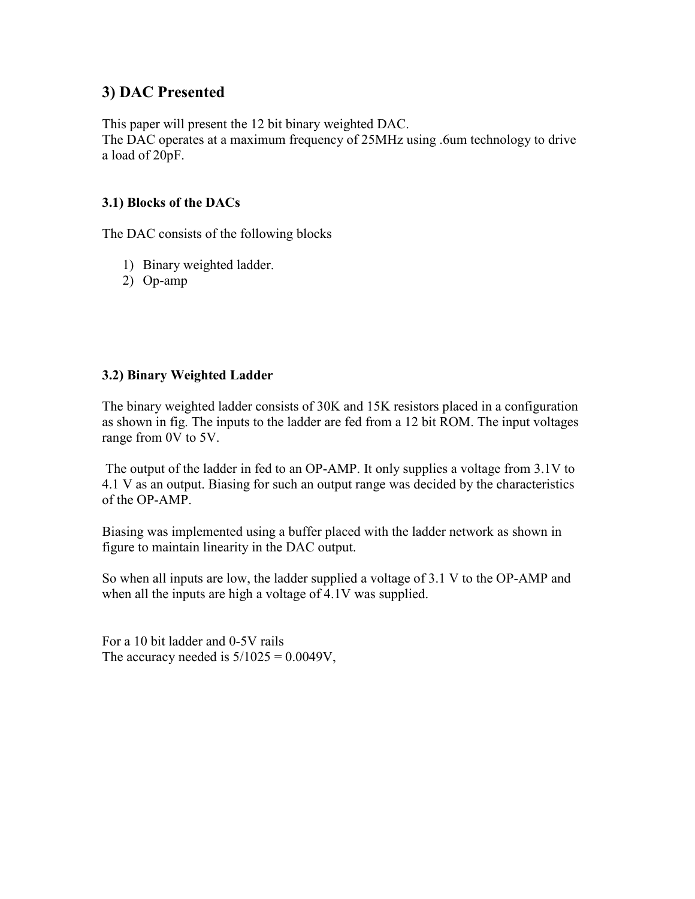## 3) DAC Presented

This paper will present the 12 bit binary weighted DAC.
The DAC operates at a maximum frequency of 25MHz using .6um technology to drive a load of 20pF.

### 3.1) Blocks of the DACs

The DAC consists of the following blocks

1) Binary weighted ladder.
2) Op-amp

### 3.2) Binary Weighted Ladder

The binary weighted ladder consists of 30K and 15K resistors placed in a configuration as shown in fig. The inputs to the ladder are fed from a 12 bit ROM. The input voltages range from 0V to 5V.

The output of the ladder in fed to an OP-AMP. It only supplies a voltage from 3.1V to 4.1 V as an output. Biasing for such an output range was decided by the characteristics of the OP-AMP.

Biasing was implemented using a buffer placed with the ladder network as shown in figure to maintain linearity in the DAC output.

So when all inputs are low, the ladder supplied a voltage of 3.1 V to the OP-AMP and when all the inputs are high a voltage of 4.1V was supplied.

For a 10 bit ladder and 0-5V rails
The accuracy needed is $5/1025 = 0.0049V$,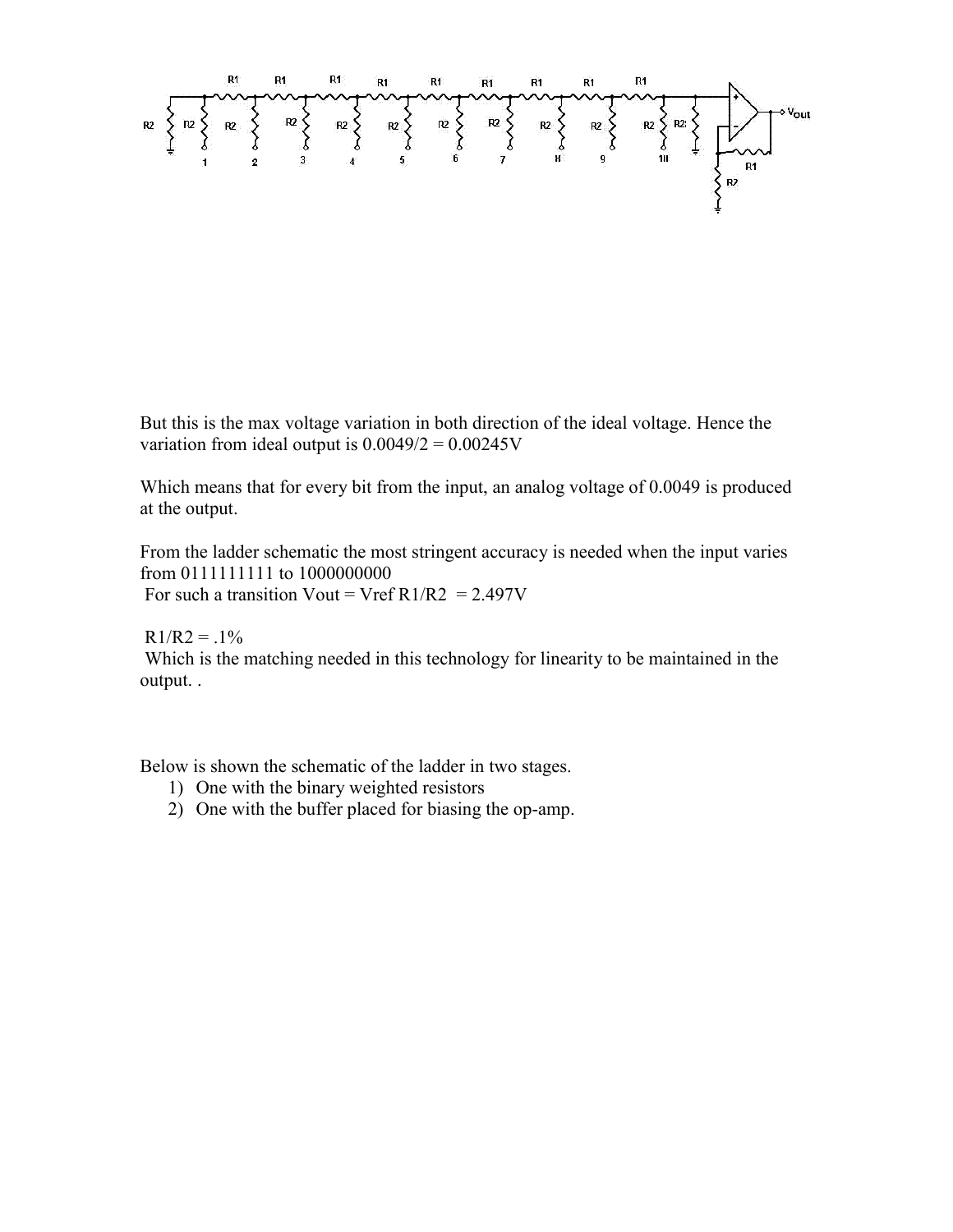But this is the max voltage variation in both direction of the ideal voltage. Hence the variation from ideal output is $0.0049/2 = 0.00245V$

Which means that for every bit from the input, an analog voltage of 0.0049 is produced at the output.

From the ladder schematic the most stringent accuracy is needed when the input varies from 0111111111 to 1000000000

For such a transition $V_{out} = V_{ref} R1/R2 = 2.497V$

$R1/R2 = .1\%$

Which is the matching needed in this technology for linearity to be maintained in the output. .

Below is shown the schematic of the ladder in two stages.

1) One with the binary weighted resistors
2) One with the buffer placed for biasing the op-amp.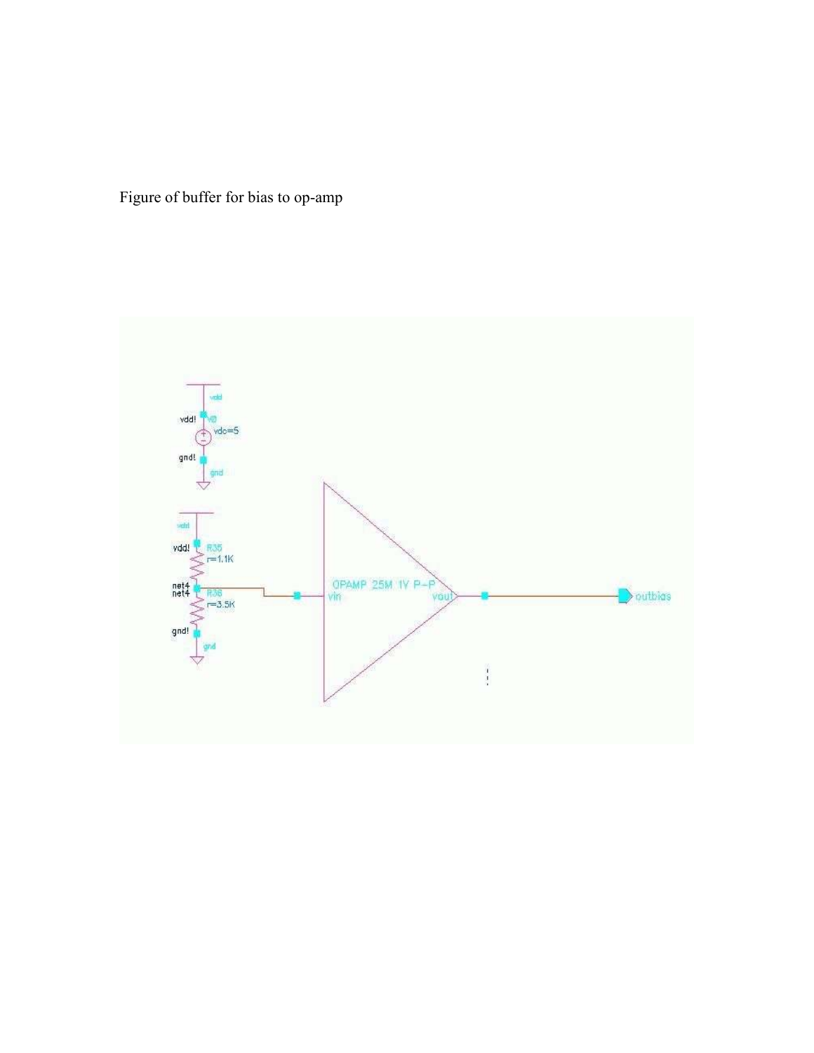Figure of buffer for bias to op-amp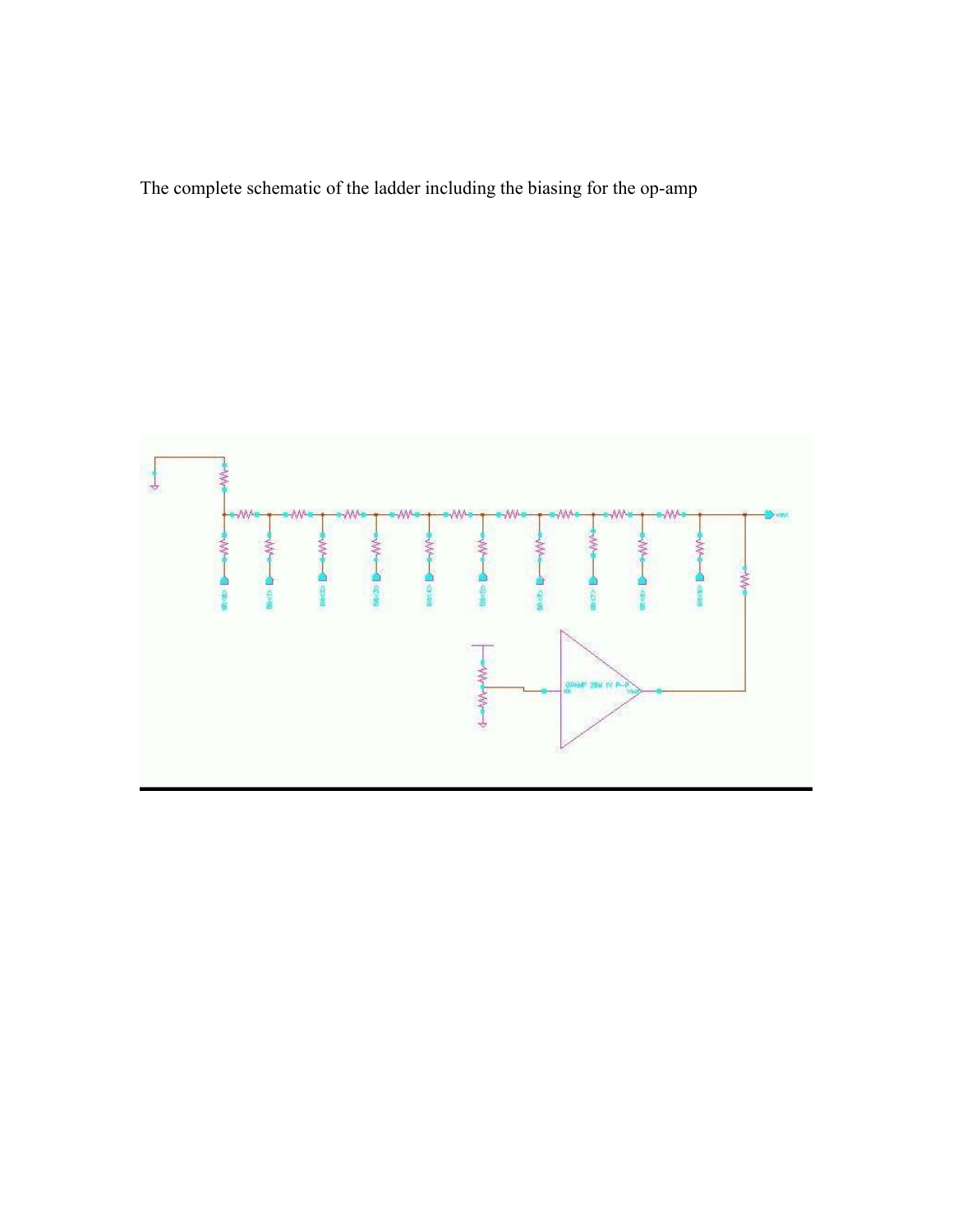The complete schematic of the ladder including the biasing for the op-amp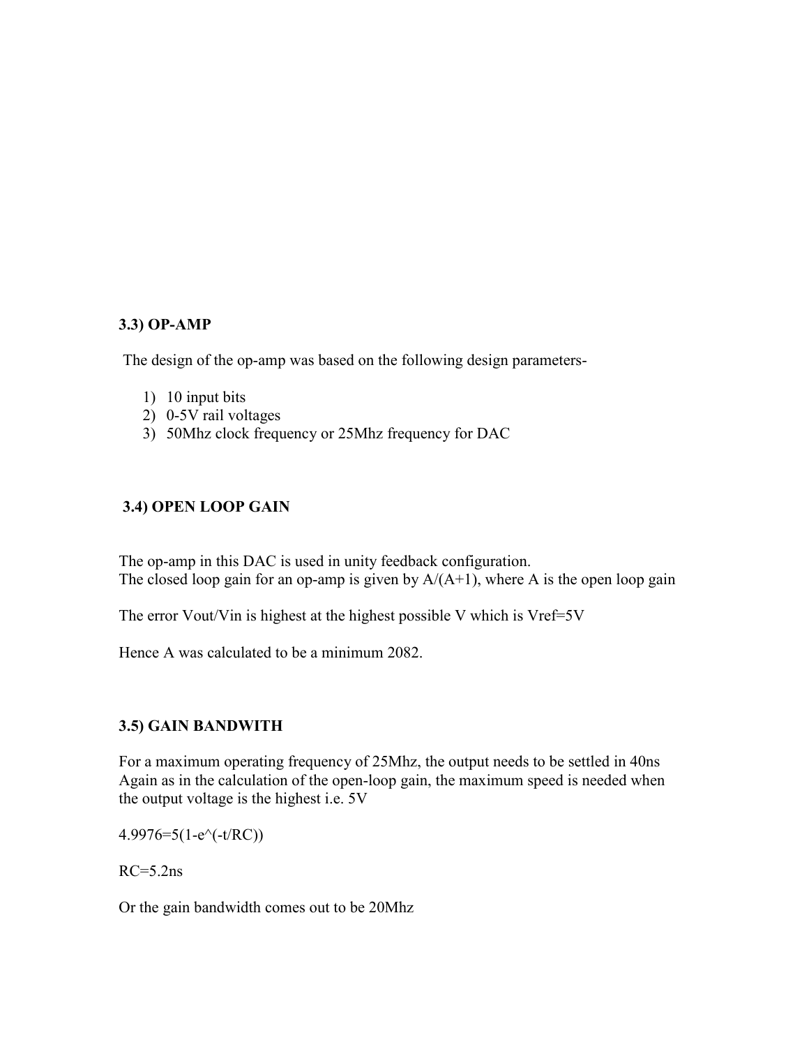### 3.3) OP-AMP

The design of the op-amp was based on the following design parameters-

1) 10 input bits
2) 0-5V rail voltages
3) 50Mhz clock frequency or 25Mhz frequency for DAC

### 3.4) OPEN LOOP GAIN

The op-amp in this DAC is used in unity feedback configuration.
The closed loop gain for an op-amp is given by $A/(A+1)$, where A is the open loop gain

The error Vout/Vin is highest at the highest possible V which is Vref=5V

Hence A was calculated to be a minimum 2082.

### 3.5) GAIN BANDWITH

For a maximum operating frequency of 25Mhz, the output needs to be settled in 40ns
Again as in the calculation of the open-loop gain, the maximum speed is needed when the output voltage is the highest i.e. 5V

$$4.9976=5(1-e^{(-t/RC)})$$

RC=5.2ns

Or the gain bandwidth comes out to be 20Mhz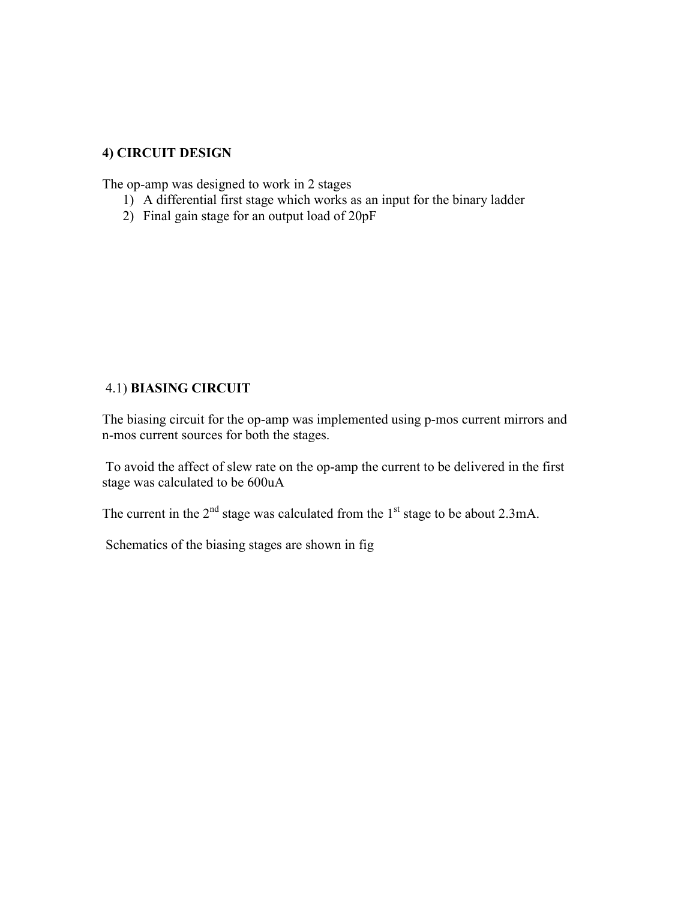### 4) CIRCUIT DESIGN

The op-amp was designed to work in 2 stages

1) A differential first stage which works as an input for the binary ladder
2) Final gain stage for an output load of 20pF

#### 4.1) BIASING CIRCUIT

The biasing circuit for the op-amp was implemented using p-mos current mirrors and n-mos current sources for both the stages.

To avoid the affect of slew rate on the op-amp the current to be delivered in the first stage was calculated to be 600uA

The current in the 2nd stage was calculated from the 1st stage to be about 2.3mA.

Schematics of the biasing stages are shown in fig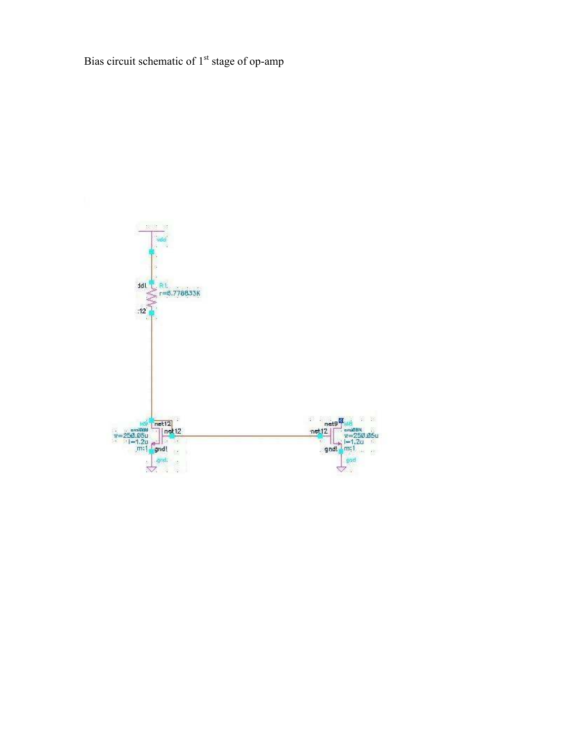Bias circuit schematic of 1st stage of op-amp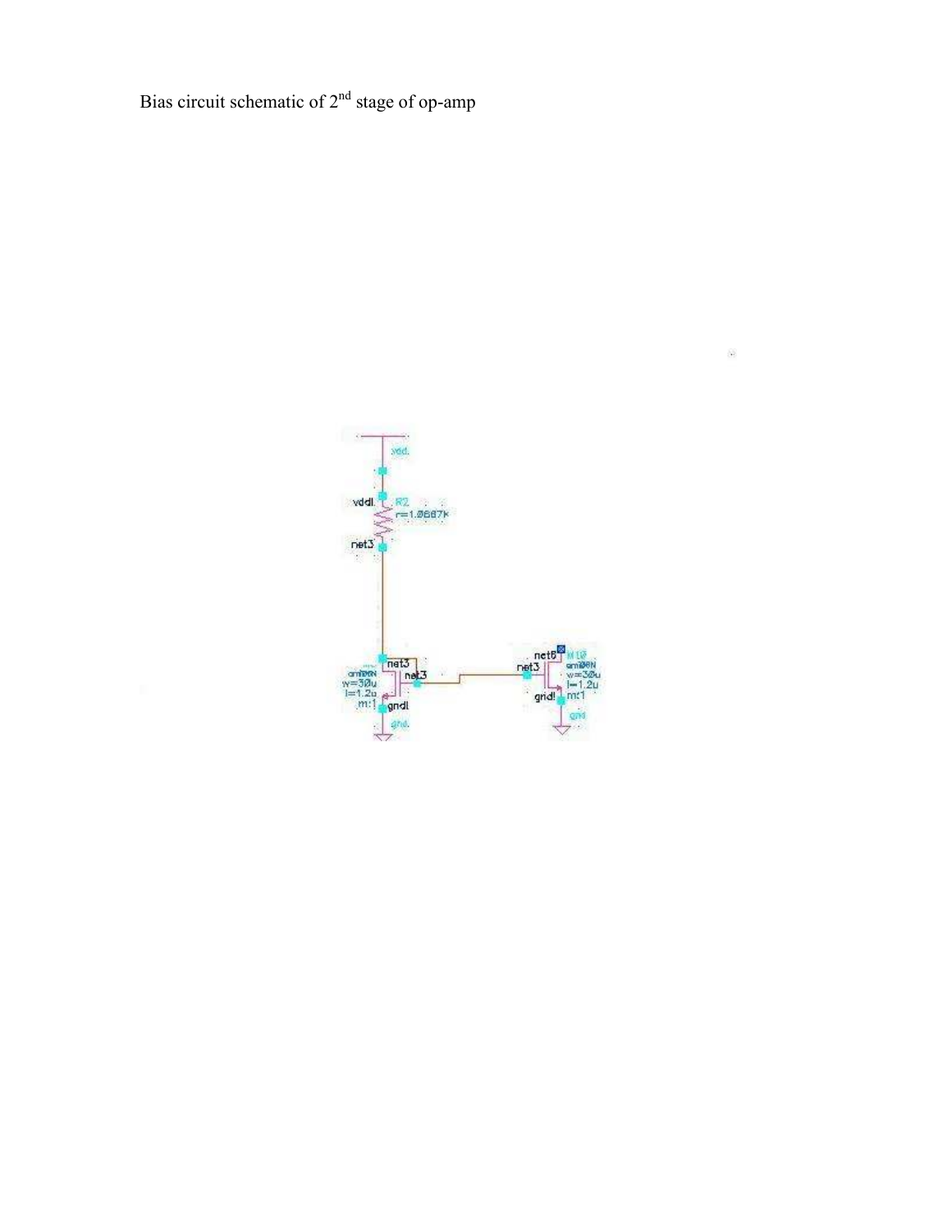Bias circuit schematic of 2[nd] stage of op-amp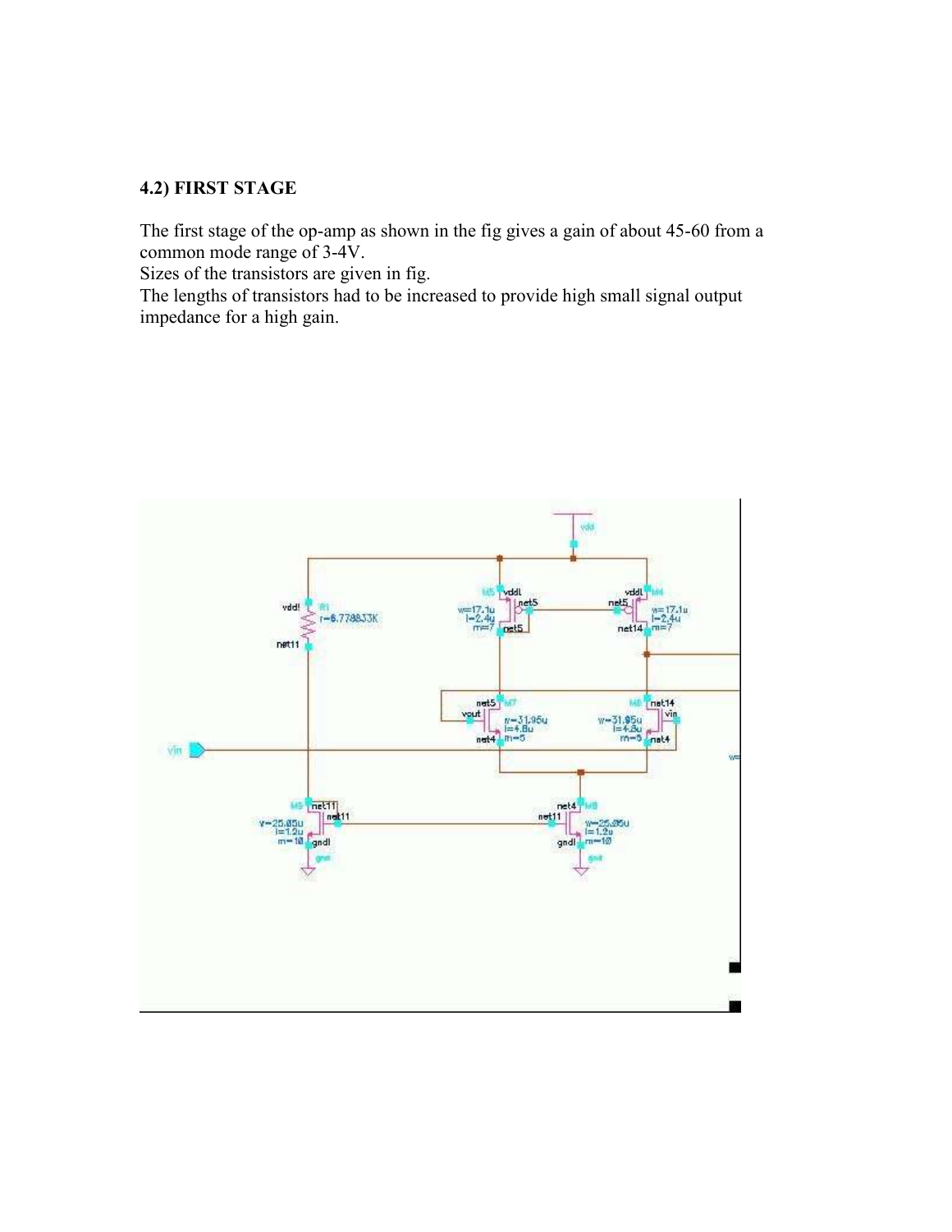**4.2) FIRST STAGE**

The first stage of the op-amp as shown in the fig gives a gain of about 45-60 from a common mode range of 3-4V.
Sizes of the transistors are given in fig.
The lengths of transistors had to be increased to provide high small signal output impedance for a high gain.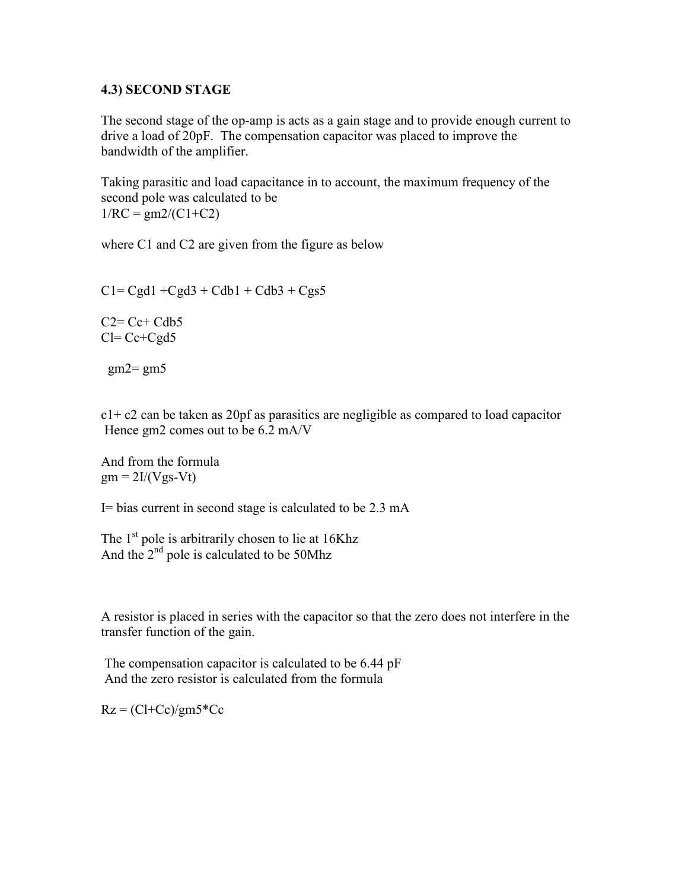### 4.3) SECOND STAGE

The second stage of the op-amp is acts as a gain stage and to provide enough current to drive a load of 20pF. The compensation capacitor was placed to improve the bandwidth of the amplifier.

Taking parasitic and load capacitance in to account, the maximum frequency of the second pole was calculated to be

$1/RC = gm2/(C1+C2)$

where C1 and C2 are given from the figure as below

$C1 = Cgd1 + Cgd3 + Cdb1 + Cdb3 + Cgs5$

$C2 = Cc + Cdb5$

$Cl = Cc + Cgd5$

$gm2 = gm5$

c1+ c2 can be taken as 20pf as parasitics are negligible as compared to load capacitor
Hence gm2 comes out to be 6.2 mA/V

And from the formula

$gm = 2I/(Vgs-Vt)$

I= bias current in second stage is calculated to be 2.3 mA

The 1st pole is arbitrarily chosen to lie at 16Khz
And the 2nd pole is calculated to be 50Mhz

A resistor is placed in series with the capacitor so that the zero does not interfere in the transfer function of the gain.

The compensation capacitor is calculated to be 6.44 pF
And the zero resistor is calculated from the formula

$Rz = (Cl+Cc)/gm5*Cc$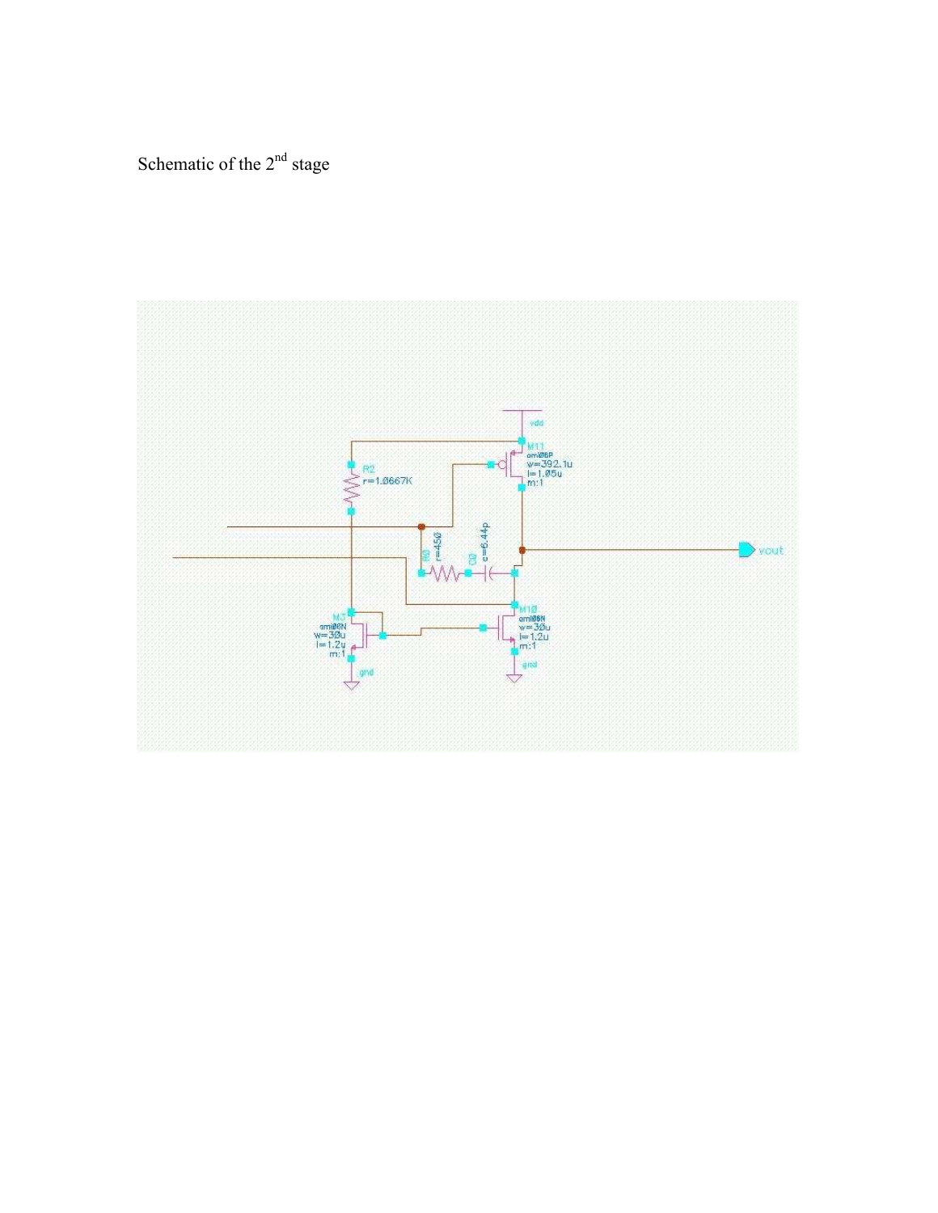Schematic of the 2nd stage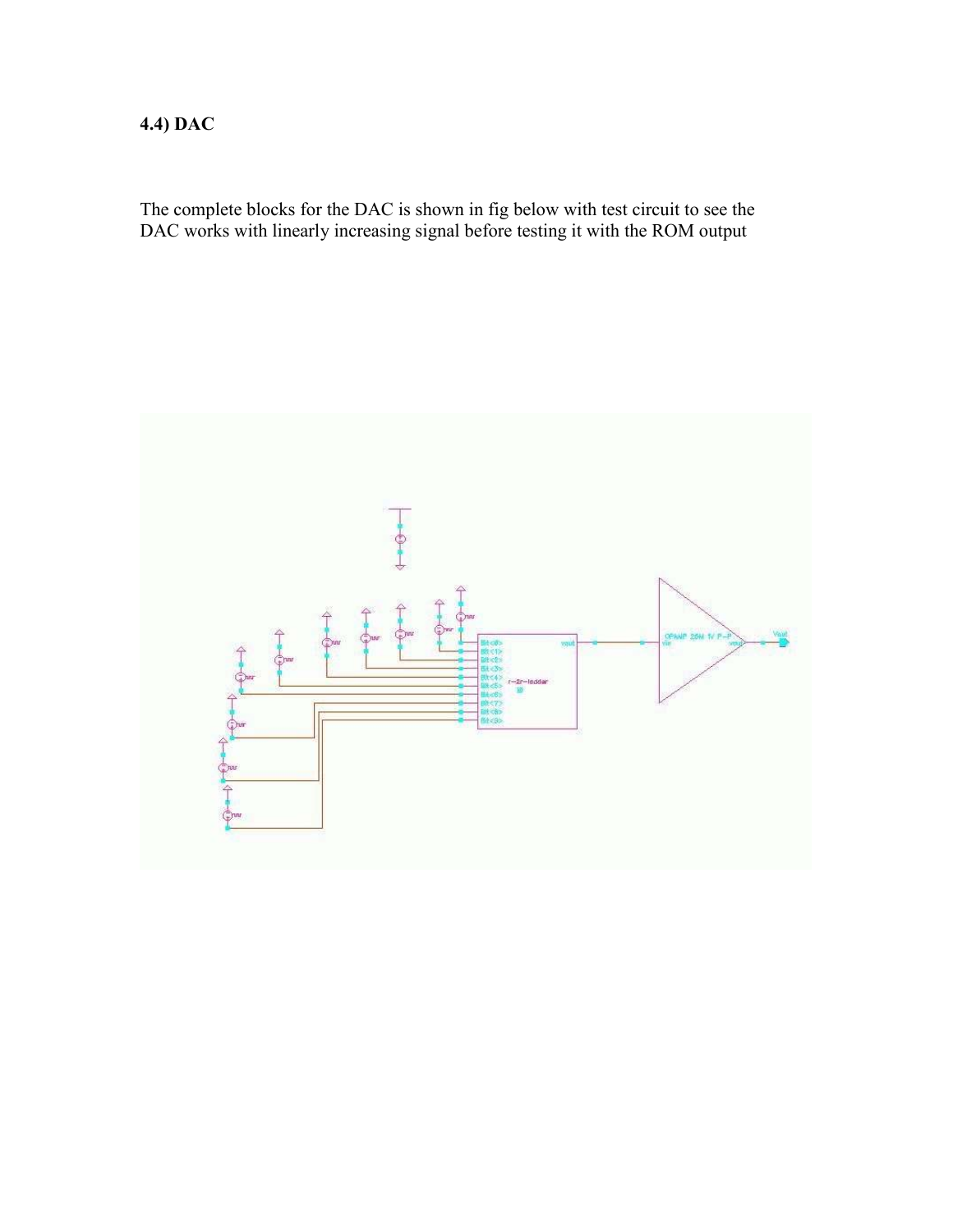**4.4) DAC**

The complete blocks for the DAC is shown in fig below with test circuit to see the DAC works with linearly increasing signal before testing it with the ROM output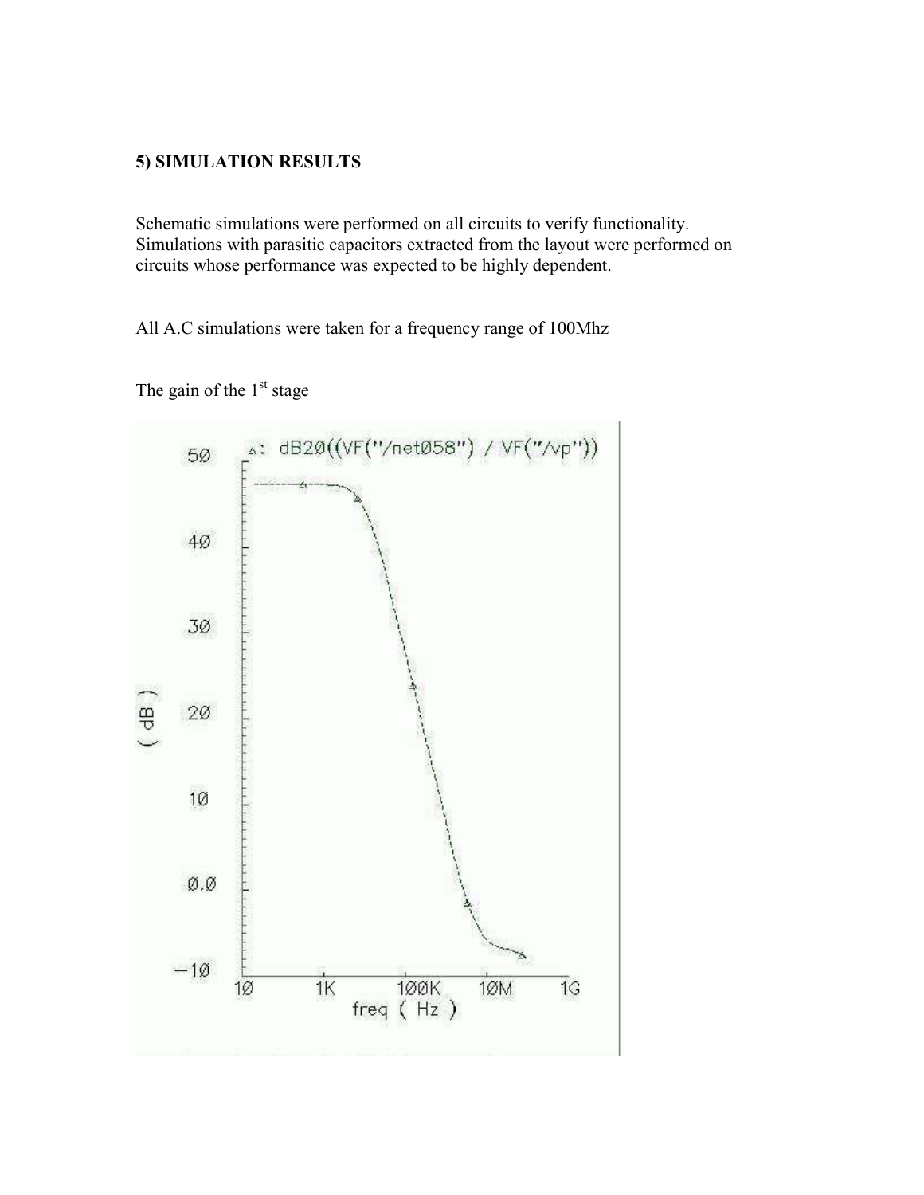**5) SIMULATION RESULTS**

Schematic simulations were performed on all circuits to verify functionality. Simulations with parasitic capacitors extracted from the layout were performed on circuits whose performance was expected to be highly dependent.

All A.C simulations were taken for a frequency range of 100Mhz

The gain of the 1st stage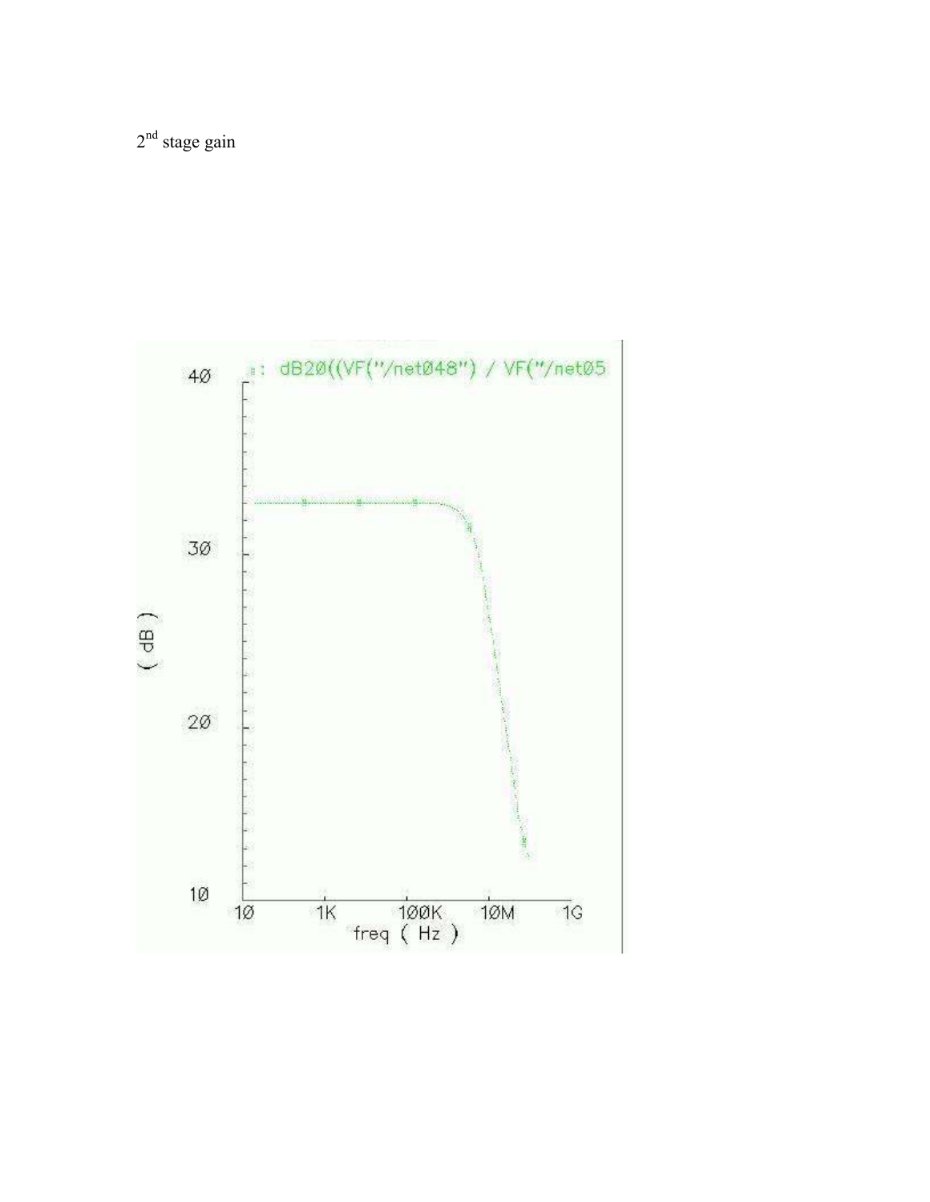2nd stage gain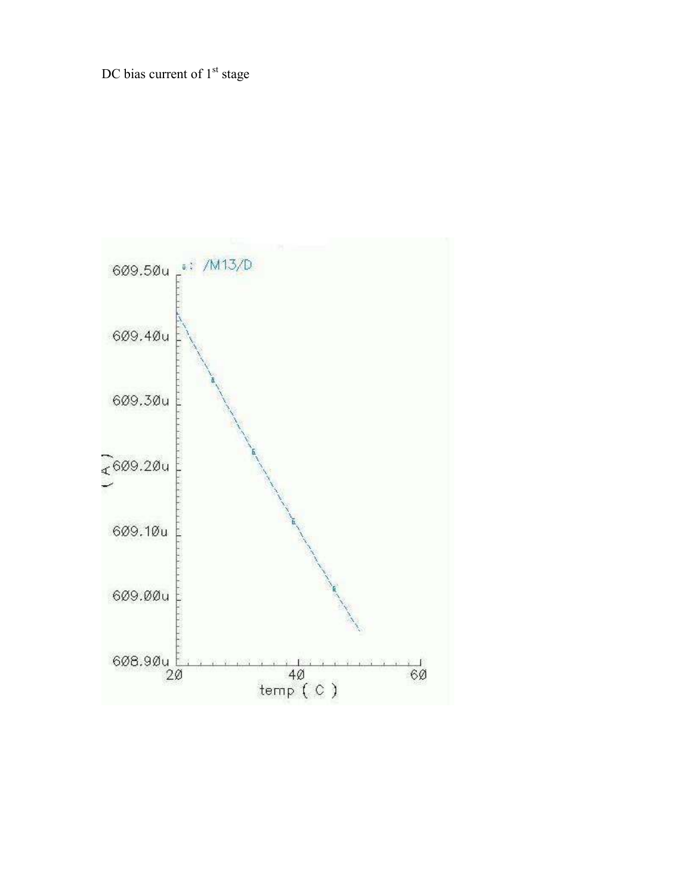DC bias current of 1[st] stage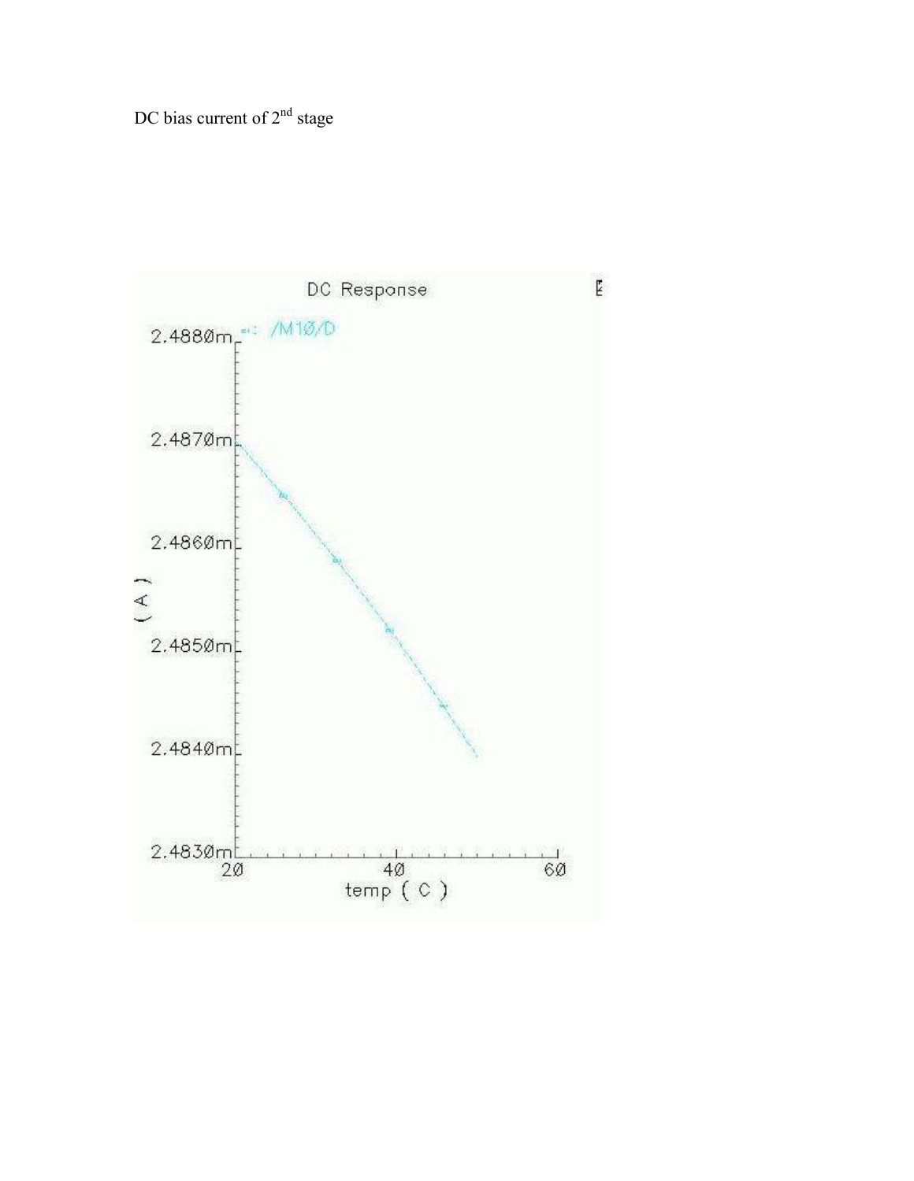DC bias current of 2nd stage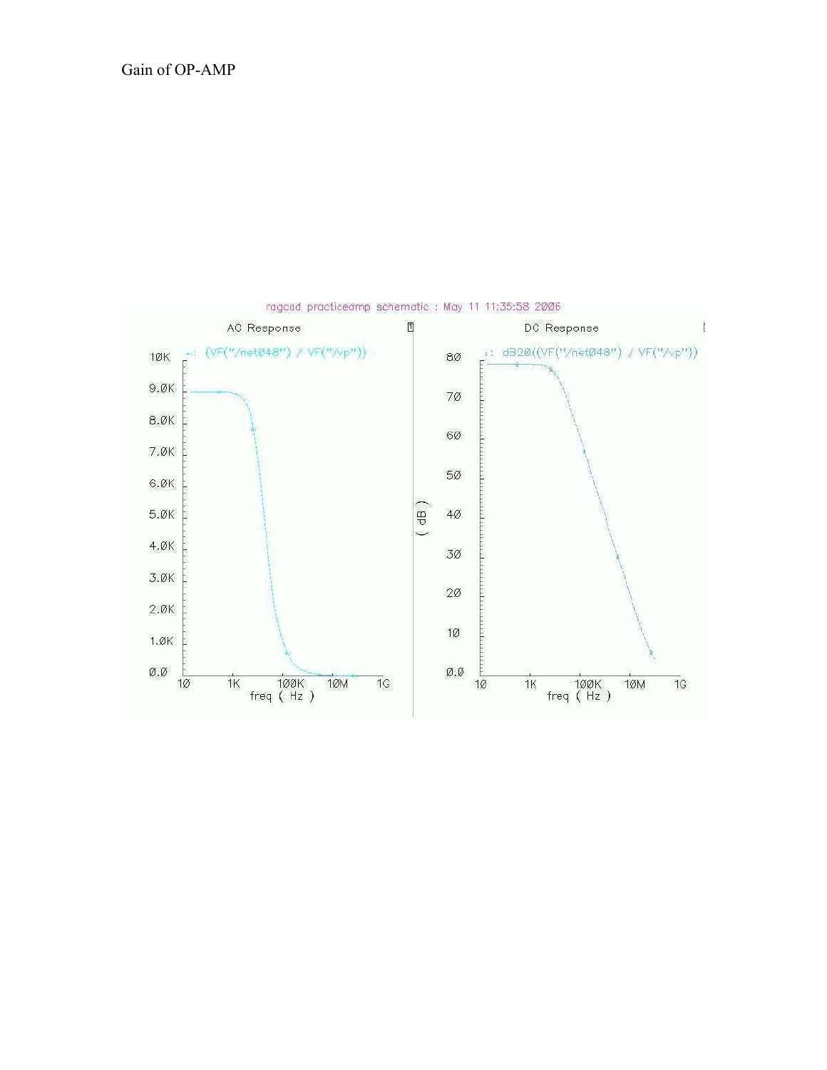Gain of OP-AMP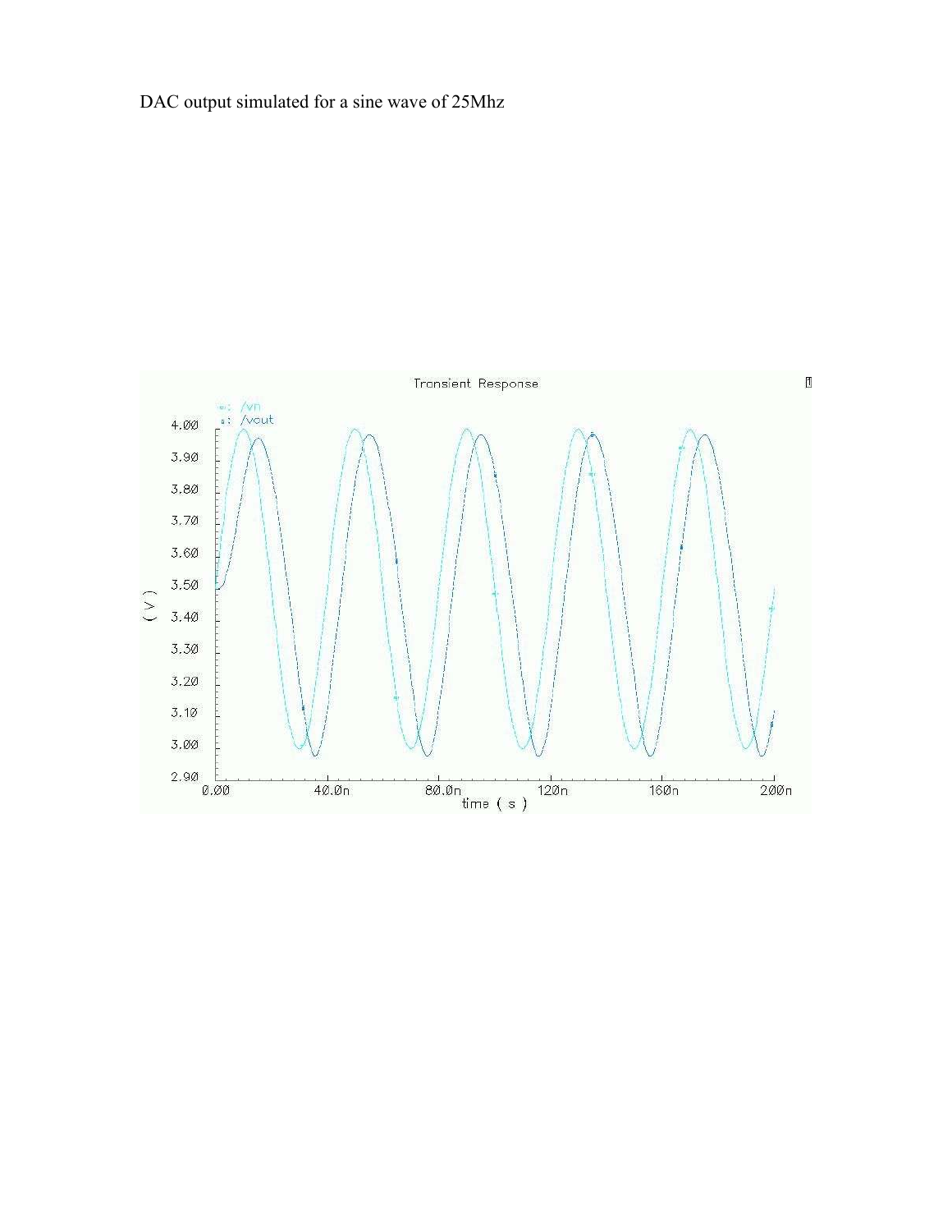DAC output simulated for a sine wave of 25Mhz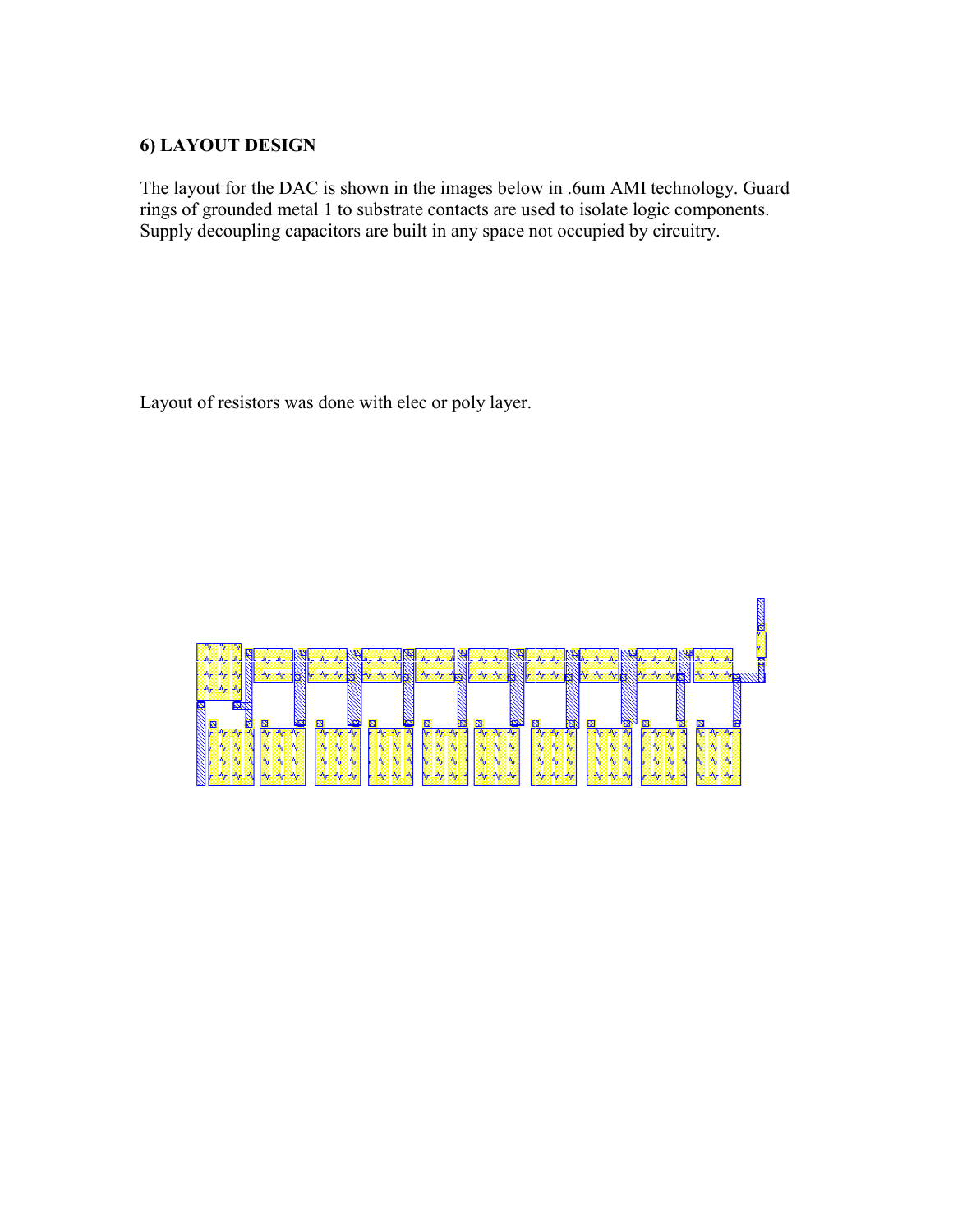### 6) LAYOUT DESIGN

The layout for the DAC is shown in the images below in .6um AMI technology. Guard rings of grounded metal 1 to substrate contacts are used to isolate logic components. Supply decoupling capacitors are built in any space not occupied by circuitry.

Layout of resistors was done with elec or poly layer.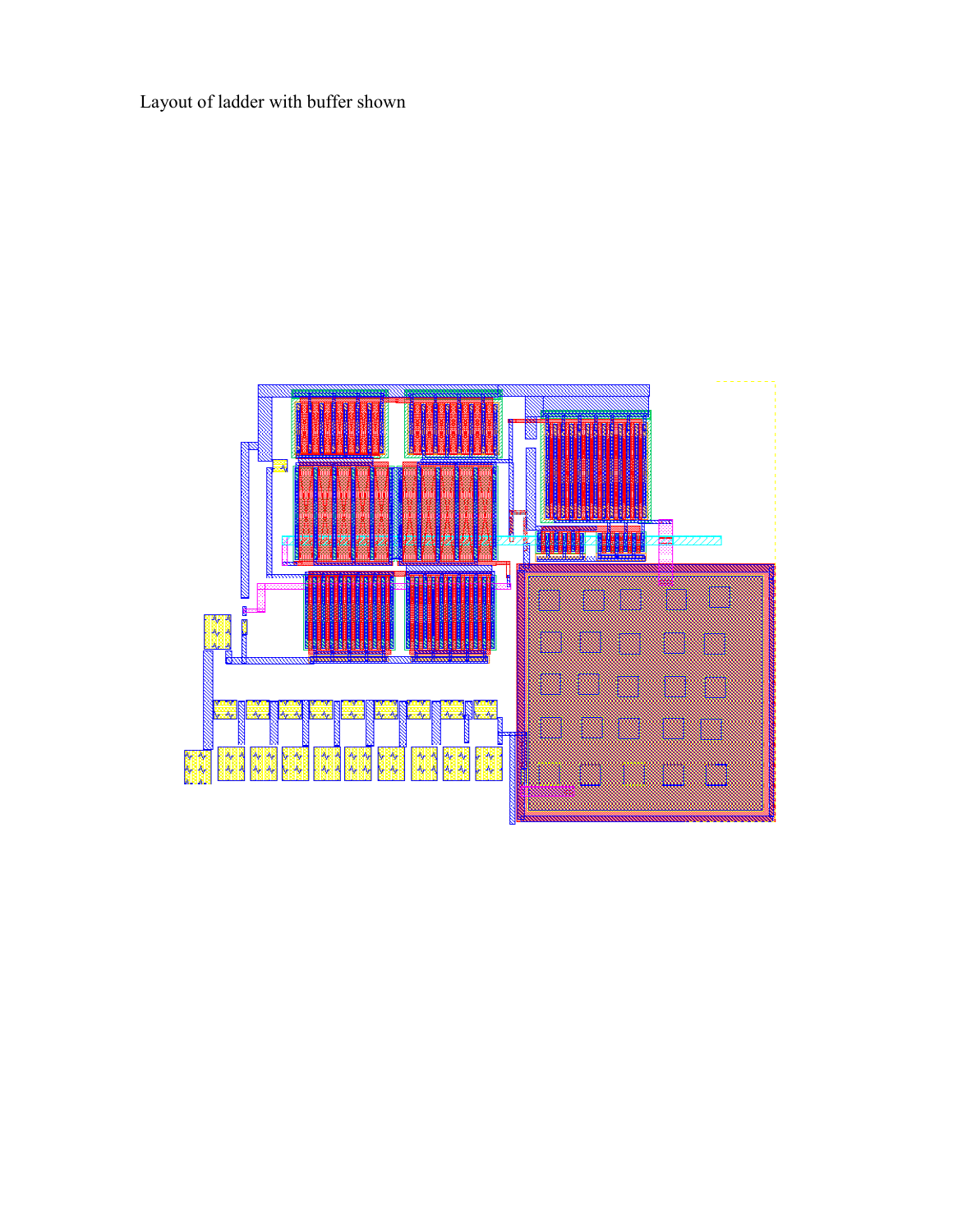Layout of ladder with buffer shown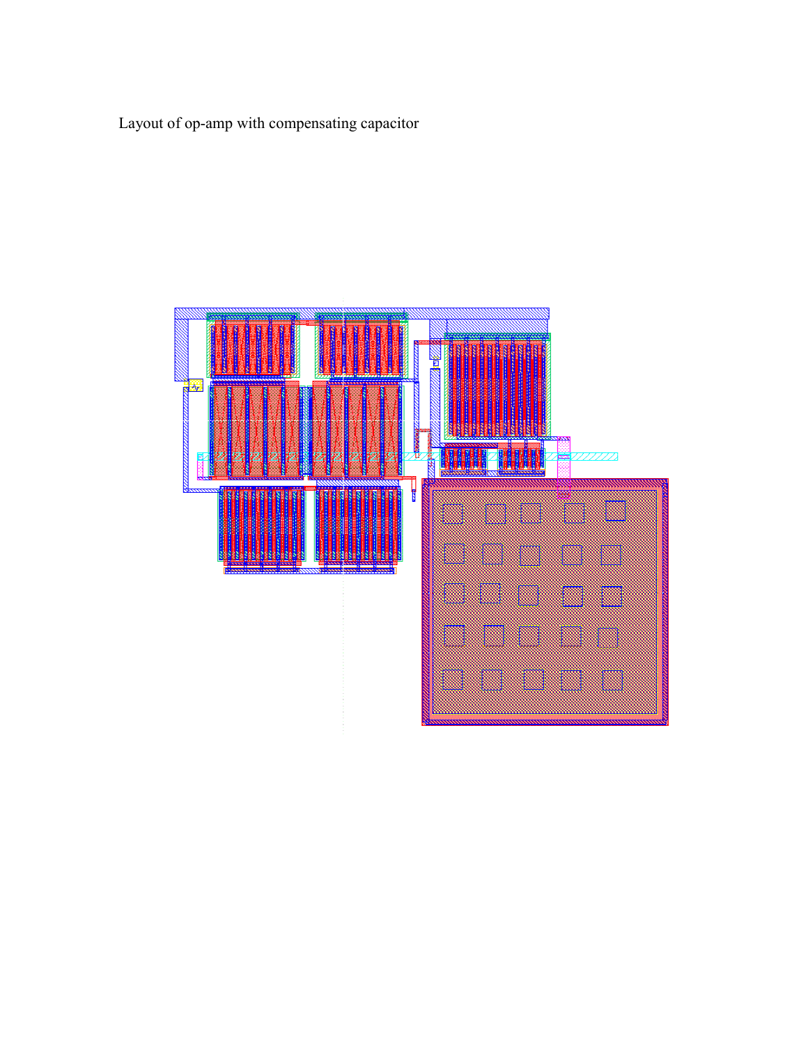Layout of op-amp with compensating capacitor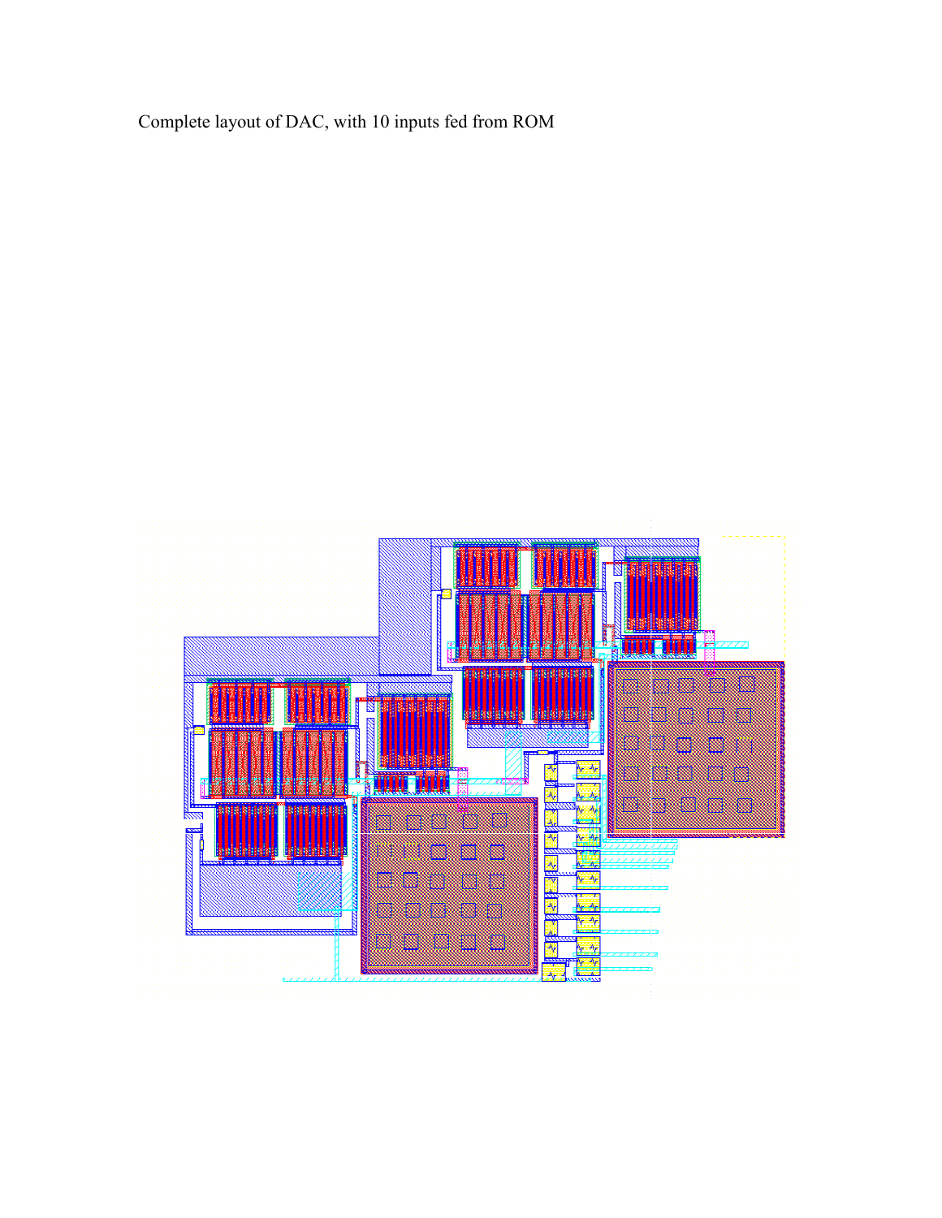Complete layout of DAC, with 10 inputs fed from ROM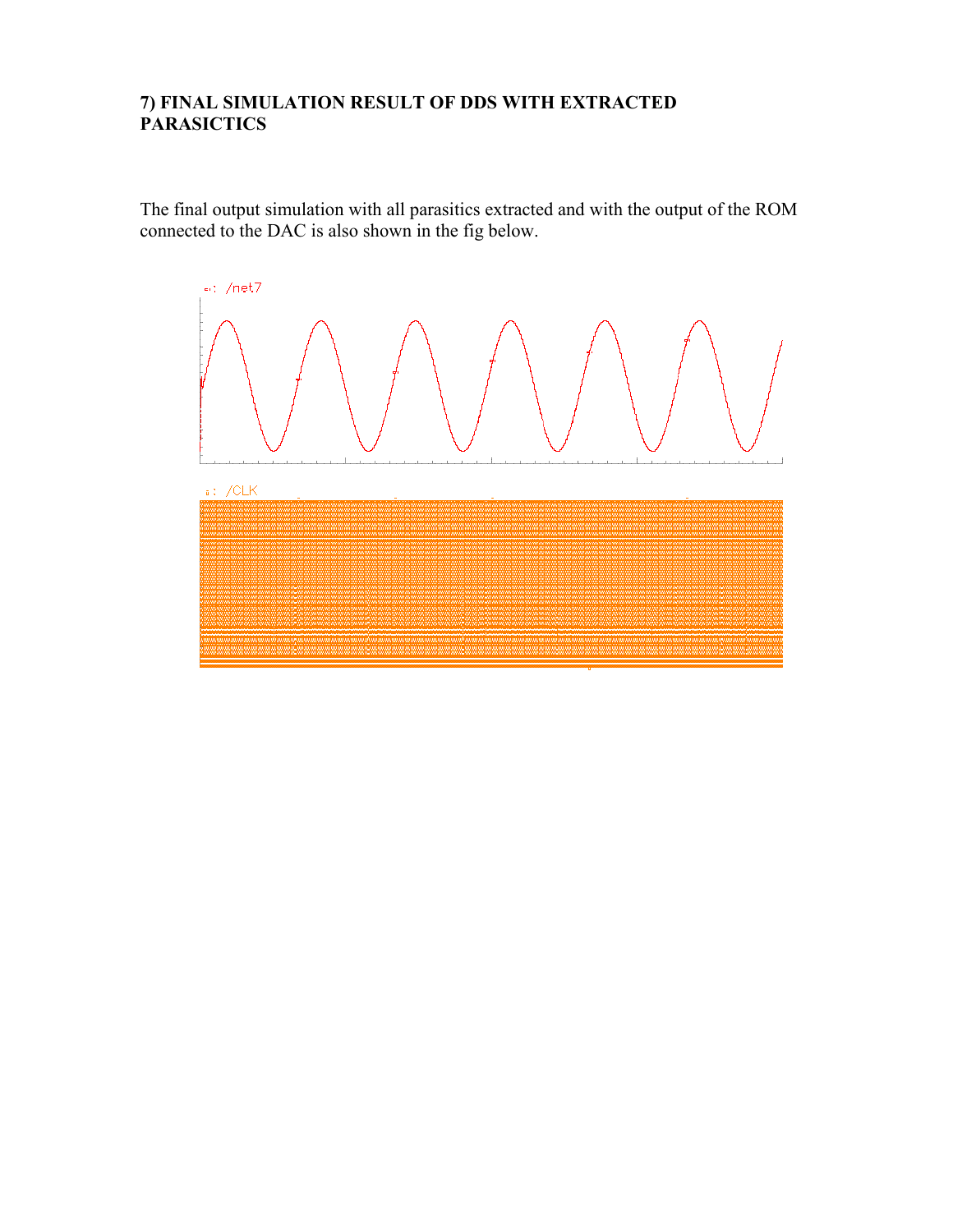**7) FINAL SIMULATION RESULT OF DDS WITH EXTRACTED PARASICTICS**

The final output simulation with all parasitics extracted and with the output of the ROM connected to the DAC is also shown in the fig below.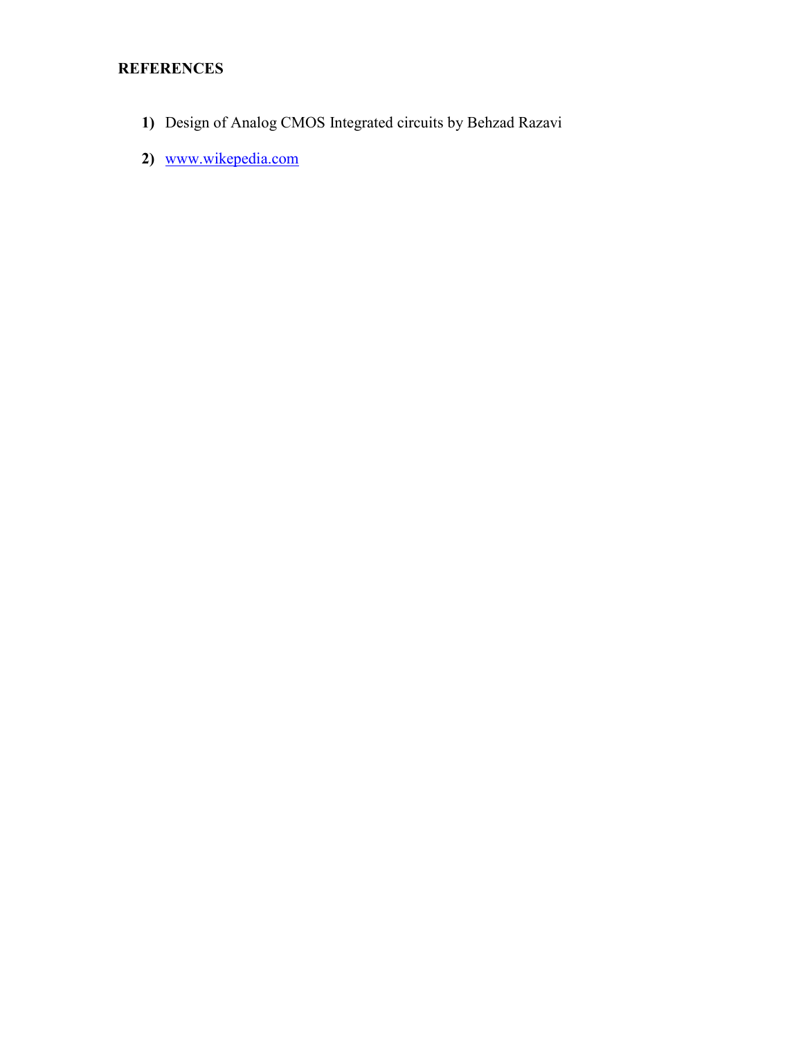**REFERENCES**

1) Design of Analog CMOS Integrated circuits by Behzad Razavi

2) [www.wikepedia.com](http://www.wikepedia.com)